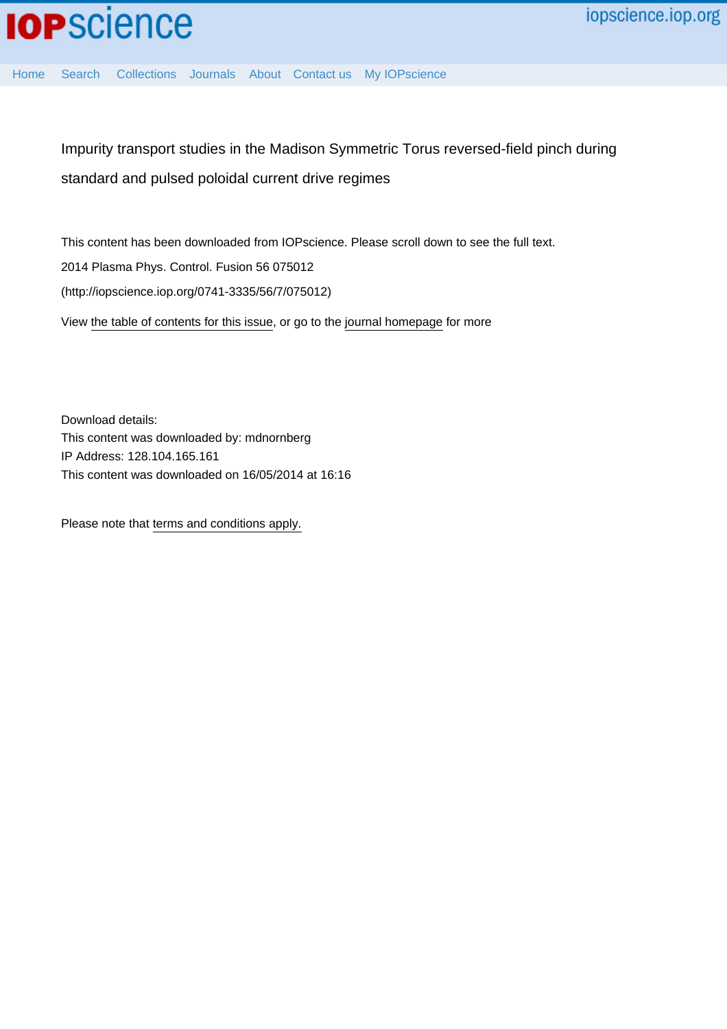# Impurity transport studies in the Madison Symmetric Torus reversed-field pinch during standard and pulsed poloidal current drive regimes

This content has been downloaded from IOPscience. Please scroll down to see the full text.

2014 Plasma Phys. Control. Fusion 56 075012

(http://iopscience.iop.org/0741-3335/56/7/075012)

View the table of contents for this issue, or go to the journal homepage for more

Download details:

This content was downloaded by: mdnornberg

IP Address: 128.104.165.161

This content was downloaded on 16/05/2014 at 16:16

Please note that terms and conditions apply.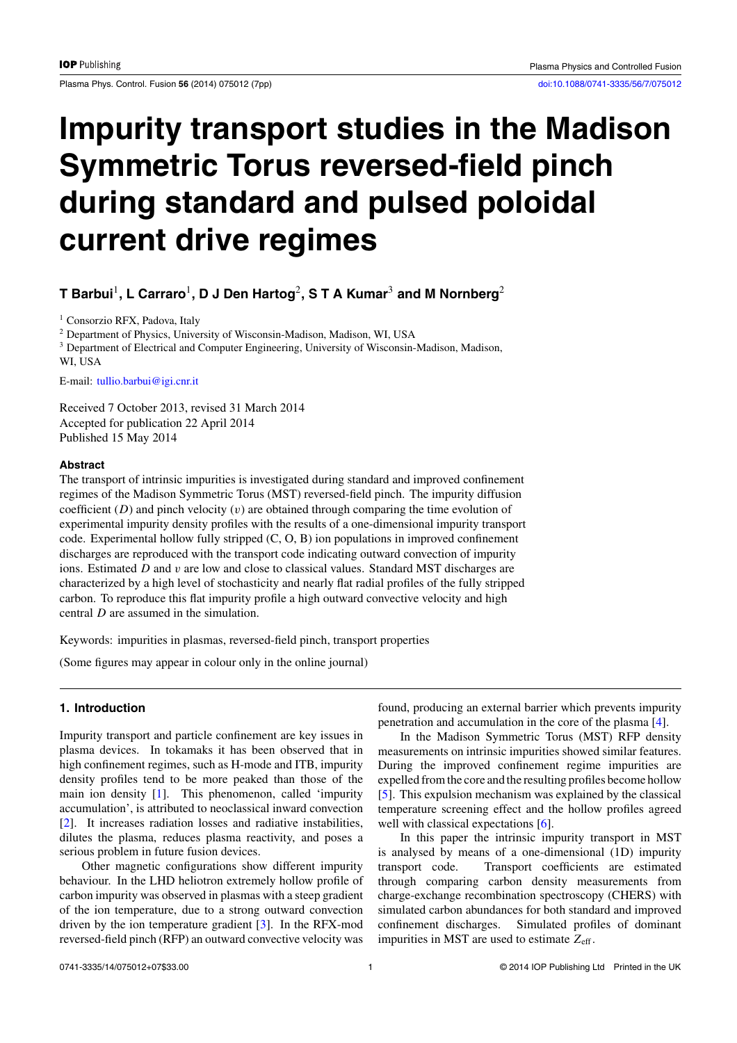# Impurity transport studies in the Madison Symmetric Torus reversed-field pinch during standard and pulsed poloidal current drive regimes

**T Barbui[1], L Carraro[1], D J Den Hartog[2], S T A Kumar[3] and M Nornberg[2]**

[1] Consorzio RFX, Padova, Italy

[2] Department of Physics, University of Wisconsin-Madison, Madison, WI, USA

[3] Department of Electrical and Computer Engineering, University of Wisconsin-Madison, Madison, WI, USA

E-mail: tullio.barbui@igi.cnr.it

Received 7 October 2013, revised 31 March 2014
Accepted for publication 22 April 2014
Published 15 May 2014

### Abstract

The transport of intrinsic impurities is investigated during standard and improved confinement regimes of the Madison Symmetric Torus (MST) reversed-field pinch. The impurity diffusion coefficient ($D$) and pinch velocity ($v$) are obtained through comparing the time evolution of experimental impurity density profiles with the results of a one-dimensional impurity transport code. Experimental hollow fully stripped (C, O, B) ion populations in improved confinement discharges are reproduced with the transport code indicating outward convection of impurity ions. Estimated $D$ and $v$ are low and close to classical values. Standard MST discharges are characterized by a high level of stochasticity and nearly flat radial profiles of the fully stripped carbon. To reproduce this flat impurity profile a high outward convective velocity and high central $D$ are assumed in the simulation.

Keywords: impurities in plasmas, reversed-field pinch, transport properties

(Some figures may appear in colour only in the online journal)

## 1. Introduction

Impurity transport and particle confinement are key issues in plasma devices. In tokamaks it has been observed that in high confinement regimes, such as H-mode and ITB, impurity density profiles tend to be more peaked than those of the main ion density [1]. This phenomenon, called 'impurity accumulation', is attributed to neoclassical inward convection [2]. It increases radiation losses and radiative instabilities, dilutes the plasma, reduces plasma reactivity, and poses a serious problem in future fusion devices.

Other magnetic configurations show different impurity behaviour. In the LHD heliotron extremely hollow profile of carbon impurity was observed in plasmas with a steep gradient of the ion temperature, due to a strong outward convection driven by the ion temperature gradient [3]. In the RFX-mod reversed-field pinch (RFP) an outward convective velocity was found, producing an external barrier which prevents impurity penetration and accumulation in the core of the plasma [4].

In the Madison Symmetric Torus (MST) RFP density measurements on intrinsic impurities showed similar features. During the improved confinement regime impurities are expelled from the core and the resulting profiles become hollow [5]. This expulsion mechanism was explained by the classical temperature screening effect and the hollow profiles agreed well with classical expectations [6].

In this paper the intrinsic impurity transport in MST is analysed by means of a one-dimensional (1D) impurity transport code. Transport coefficients are estimated through comparing carbon density measurements from charge-exchange recombination spectroscopy (CHERS) with simulated carbon abundances for both standard and improved confinement discharges. Simulated profiles of dominant impurities in MST are used to estimate $Z_{\mathrm{eff}}$.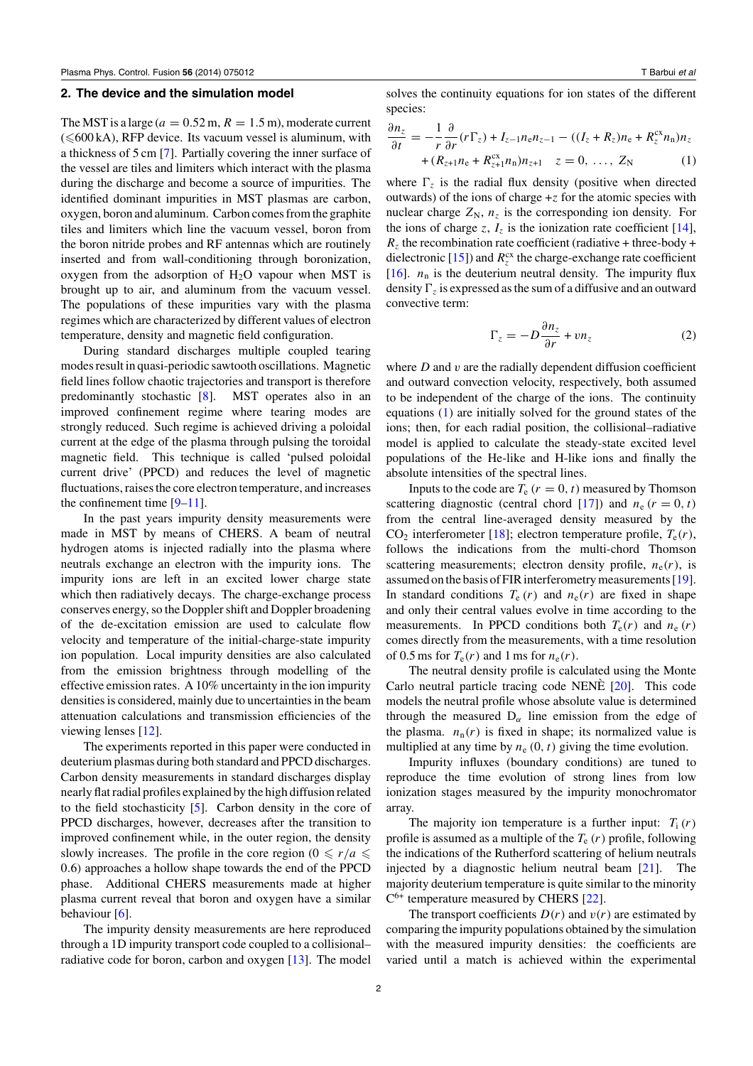## 2. The device and the simulation model

The MST is a large ($a = 0.52$ m, $R = 1.5$ m), moderate current ($\leqslant$600 kA), RFP device. Its vacuum vessel is aluminum, with a thickness of 5 cm [7]. Partially covering the inner surface of the vessel are tiles and limiters which interact with the plasma during the discharge and become a source of impurities. The identified dominant impurities in MST plasmas are carbon, oxygen, boron and aluminum. Carbon comes from the graphite tiles and limiters which line the vacuum vessel, boron from the boron nitride probes and RF antennas which are routinely inserted and from wall-conditioning through boronization, oxygen from the adsorption of $H_2O$ vapour when MST is brought up to air, and aluminum from the vacuum vessel. The populations of these impurities vary with the plasma regimes which are characterized by different values of electron temperature, density and magnetic field configuration.

During standard discharges multiple coupled tearing modes result in quasi-periodic sawtooth oscillations. Magnetic field lines follow chaotic trajectories and transport is therefore predominantly stochastic [8]. MST operates also in an improved confinement regime where tearing modes are strongly reduced. Such regime is achieved driving a poloidal current at the edge of the plasma through pulsing the toroidal magnetic field. This technique is called 'pulsed poloidal current drive' (PPCD) and reduces the level of magnetic fluctuations, raises the core electron temperature, and increases the confinement time [9–11].

In the past years impurity density measurements were made in MST by means of CHERS. A beam of neutral hydrogen atoms is injected radially into the plasma where neutrals exchange an electron with the impurity ions. The impurity ions are left in an excited lower charge state which then radiatively decays. The charge-exchange process conserves energy, so the Doppler shift and Doppler broadening of the de-excitation emission are used to calculate flow velocity and temperature of the initial-charge-state impurity ion population. Local impurity densities are also calculated from the emission brightness through modelling of the effective emission rates. A 10% uncertainty in the ion impurity densities is considered, mainly due to uncertainties in the beam attenuation calculations and transmission efficiencies of the viewing lenses [12].

The experiments reported in this paper were conducted in deuterium plasmas during both standard and PPCD discharges. Carbon density measurements in standard discharges display nearly flat radial profiles explained by the high diffusion related to the field stochasticity [5]. Carbon density in the core of PPCD discharges, however, decreases after the transition to improved confinement while, in the outer region, the density slowly increases. The profile in the core region ($0 \leqslant r/a \leqslant 0.6$) approaches a hollow shape towards the end of the PPCD phase. Additional CHERS measurements made at higher plasma current reveal that boron and oxygen have a similar behaviour [6].

The impurity density measurements are here reproduced through a 1D impurity transport code coupled to a collisional–radiative code for boron, carbon and oxygen [13]. The model solves the continuity equations for ion states of the different species:

$$\frac{\partial n_z}{\partial t} = -\frac{1}{r}\frac{\partial}{\partial r}(r\Gamma_z) + I_{z-1}n_e n_{z-1} - ((I_z + R_z)n_e + R_z^{\text{cx}} n_n)n_z + (R_{z+1}n_e + R_{z+1}^{\text{cx}} n_n)n_{z+1} \quad z = 0, \ldots, Z_N \qquad (1)$$

where $\Gamma_z$ is the radial flux density (positive when directed outwards) of the ions of charge $+z$ for the atomic species with nuclear charge $Z_N$, $n_z$ is the corresponding ion density. For the ions of charge $z$, $I_z$ is the ionization rate coefficient [14], $R_z$ the recombination rate coefficient (radiative + three-body + dielectronic [15]) and $R_z^{\text{cx}}$ the charge-exchange rate coefficient [16]. $n_n$ is the deuterium neutral density. The impurity flux density $\Gamma_z$ is expressed as the sum of a diffusive and an outward convective term:

$$\Gamma_z = -D\frac{\partial n_z}{\partial r} + v n_z \qquad (2)$$

where $D$ and $v$ are the radially dependent diffusion coefficient and outward convection velocity, respectively, both assumed to be independent of the charge of the ions. The continuity equations (1) are initially solved for the ground states of the ions; then, for each radial position, the collisional–radiative model is applied to calculate the steady-state excited level populations of the He-like and H-like ions and finally the absolute intensities of the spectral lines.

Inputs to the code are $T_e$ ($r = 0, t$) measured by Thomson scattering diagnostic (central chord [17]) and $n_e$ ($r = 0, t$) from the central line-averaged density measured by the $CO_2$ interferometer [18]; electron temperature profile, $T_e(r)$, follows the indications from the multi-chord Thomson scattering measurements; electron density profile, $n_e(r)$, is assumed on the basis of FIR interferometry measurements [19]. In standard conditions $T_e(r)$ and $n_e(r)$ are fixed in shape and only their central values evolve in time according to the measurements. In PPCD conditions both $T_e(r)$ and $n_e(r)$ comes directly from the measurements, with a time resolution of 0.5 ms for $T_e(r)$ and 1 ms for $n_e(r)$.

The neutral density profile is calculated using the Monte Carlo neutral particle tracing code NENÈ [20]. This code models the neutral profile whose absolute value is determined through the measured $D_\alpha$ line emission from the edge of the plasma. $n_n(r)$ is fixed in shape; its normalized value is multiplied at any time by $n_e(0, t)$ giving the time evolution.

Impurity influxes (boundary conditions) are tuned to reproduce the time evolution of strong lines from low ionization stages measured by the impurity monochromator array.

The majority ion temperature is a further input: $T_i(r)$ profile is assumed as a multiple of the $T_e(r)$ profile, following the indications of the Rutherford scattering of helium neutrals injected by a diagnostic helium neutral beam [21]. The majority deuterium temperature is quite similar to the minority $C^{6+}$ temperature measured by CHERS [22].

The transport coefficients $D(r)$ and $v(r)$ are estimated by comparing the impurity populations obtained by the simulation with the measured impurity densities: the coefficients are varied until a match is achieved within the experimental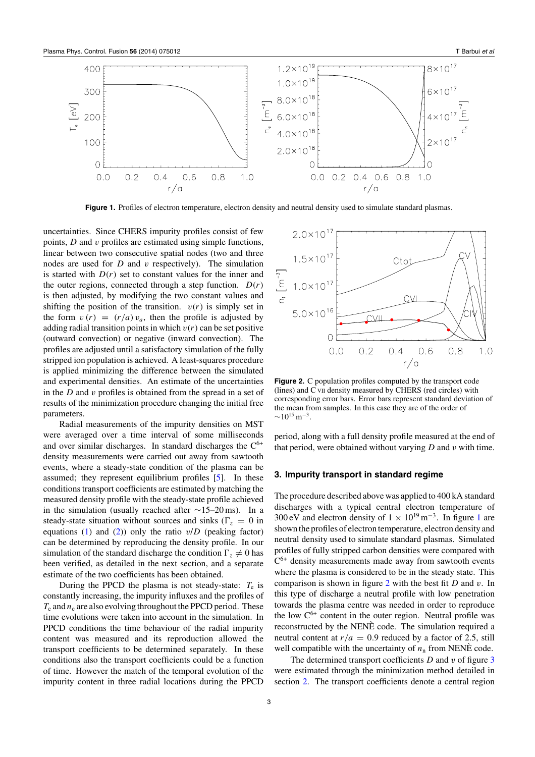**Figure 1.** Profiles of electron temperature, electron density and neutral density used to simulate standard plasmas.

uncertainties. Since CHERS impurity profiles consist of few points, $D$ and $v$ profiles are estimated using simple functions, linear between two consecutive spatial nodes (two and three nodes are used for $D$ and $v$ respectively). The simulation is started with $D(r)$ set to constant values for the inner and the outer regions, connected through a step function. $D(r)$ is then adjusted, by modifying the two constant values and shifting the position of the transition. $v(r)$ is simply set in the form $v(r) = (r/a)\, v_a$, then the profile is adjusted by adding radial transition points in which $v(r)$ can be set positive (outward convection) or negative (inward convection). The profiles are adjusted until a satisfactory simulation of the fully stripped ion population is achieved. A least-squares procedure is applied minimizing the difference between the simulated and experimental densities. An estimate of the uncertainties in the $D$ and $v$ profiles is obtained from the spread in a set of results of the minimization procedure changing the initial free parameters.

Radial measurements of the impurity densities on MST were averaged over a time interval of some milliseconds and over similar discharges. In standard discharges the $C^{6+}$ density measurements were carried out away from sawtooth events, where a steady-state condition of the plasma can be assumed; they represent equilibrium profiles [5]. In these conditions transport coefficients are estimated by matching the measured density profile with the steady-state profile achieved in the simulation (usually reached after ∼15–20 ms). In a steady-state situation without sources and sinks ($\Gamma_z = 0$ in equations (1) and (2)) only the ratio $v/D$ (peaking factor) can be determined by reproducing the density profile. In our simulation of the standard discharge the condition $\Gamma_z \neq 0$ has been verified, as detailed in the next section, and a separate estimate of the two coefficients has been obtained.

During the PPCD the plasma is not steady-state: $T_e$ is constantly increasing, the impurity influxes and the profiles of $T_e$ and $n_e$ are also evolving throughout the PPCD period. These time evolutions were taken into account in the simulation. In PPCD conditions the time behaviour of the radial impurity content was measured and its reproduction allowed the transport coefficients to be determined separately. In these conditions also the transport coefficients could be a function of time. However the match of the temporal evolution of the impurity content in three radial locations during the PPCD period, along with a full density profile measured at the end of that period, were obtained without varying $D$ and $v$ with time.

**Figure 2.** C population profiles computed by the transport code (lines) and C VII density measured by CHERS (red circles) with corresponding error bars. Error bars represent standard deviation of the mean from samples. In this case they are of the order of $\sim 10^{15}\,\text{m}^{-3}$.

## 3. Impurity transport in standard regime

The procedure described above was applied to 400 kA standard discharges with a typical central electron temperature of 300 eV and electron density of $1 \times 10^{19}\,\text{m}^{-3}$. In figure 1 are shown the profiles of electron temperature, electron density and neutral density used to simulate standard plasmas. Simulated profiles of fully stripped carbon densities were compared with $C^{6+}$ density measurements made away from sawtooth events where the plasma is considered to be in the steady state. This comparison is shown in figure 2 with the best fit $D$ and $v$. In this type of discharge a neutral profile with low penetration towards the plasma centre was needed in order to reproduce the low $C^{6+}$ content in the outer region. Neutral profile was reconstructed by the NENÈ code. The simulation required a neutral content at $r/a = 0.9$ reduced by a factor of 2.5, still well compatible with the uncertainty of $n_n$ from NENÈ code.

The determined transport coefficients $D$ and $v$ of figure 3 were estimated through the minimization method detailed in section 2. The transport coefficients denote a central region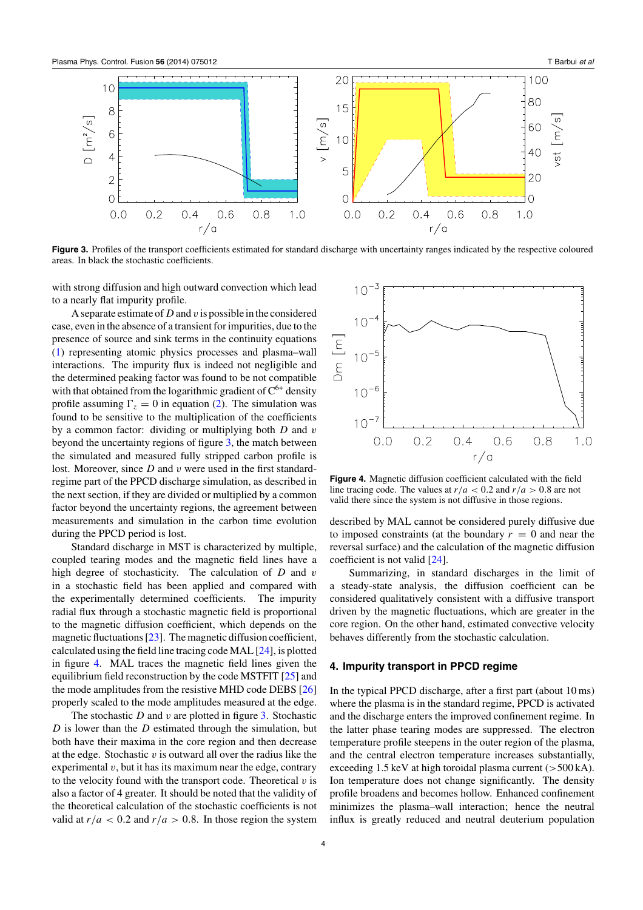**Figure 3.** Profiles of the transport coefficients estimated for standard discharge with uncertainty ranges indicated by the respective coloured areas. In black the stochastic coefficients.

with strong diffusion and high outward convection which lead to a nearly flat impurity profile.

A separate estimate of $D$ and $v$ is possible in the considered case, even in the absence of a transient for impurities, due to the presence of source and sink terms in the continuity equations (1) representing atomic physics processes and plasma–wall interactions. The impurity flux is indeed not negligible and the determined peaking factor was found to be not compatible with that obtained from the logarithmic gradient of $C^{6+}$ density profile assuming $\Gamma_z = 0$ in equation (2). The simulation was found to be sensitive to the multiplication of the coefficients by a common factor: dividing or multiplying both $D$ and $v$ beyond the uncertainty regions of figure 3, the match between the simulated and measured fully stripped carbon profile is lost. Moreover, since $D$ and $v$ were used in the first standard-regime part of the PPCD discharge simulation, as described in the next section, if they are divided or multiplied by a common factor beyond the uncertainty regions, the agreement between measurements and simulation in the carbon time evolution during the PPCD period is lost.

Standard discharge in MST is characterized by multiple, coupled tearing modes and the magnetic field lines have a high degree of stochasticity. The calculation of $D$ and $v$ in a stochastic field has been applied and compared with the experimentally determined coefficients. The impurity radial flux through a stochastic magnetic field is proportional to the magnetic diffusion coefficient, which depends on the magnetic fluctuations [23]. The magnetic diffusion coefficient, calculated using the field line tracing code MAL [24], is plotted in figure 4. MAL traces the magnetic field lines given the equilibrium field reconstruction by the code MSTFIT [25] and the mode amplitudes from the resistive MHD code DEBS [26] properly scaled to the mode amplitudes measured at the edge.

The stochastic $D$ and $v$ are plotted in figure 3. Stochastic $D$ is lower than the $D$ estimated through the simulation, but both have their maxima in the core region and then decrease at the edge. Stochastic $v$ is outward all over the radius like the experimental $v$, but it has its maximum near the edge, contrary to the velocity found with the transport code. Theoretical $v$ is also a factor of 4 greater. It should be noted that the validity of the theoretical calculation of the stochastic coefficients is not valid at $r/a < 0.2$ and $r/a > 0.8$. In those region the system described by MAL cannot be considered purely diffusive due to imposed constraints (at the boundary $r = 0$ and near the reversal surface) and the calculation of the magnetic diffusion coefficient is not valid [24].

**Figure 4.** Magnetic diffusion coefficient calculated with the field line tracing code. The values at $r/a < 0.2$ and $r/a > 0.8$ are not valid there since the system is not diffusive in those regions.

Summarizing, in standard discharges in the limit of a steady-state analysis, the diffusion coefficient can be considered qualitatively consistent with a diffusive transport driven by the magnetic fluctuations, which are greater in the core region. On the other hand, estimated convective velocity behaves differently from the stochastic calculation.

## 4. Impurity transport in PPCD regime

In the typical PPCD discharge, after a first part (about 10 ms) where the plasma is in the standard regime, PPCD is activated and the discharge enters the improved confinement regime. In the latter phase tearing modes are suppressed. The electron temperature profile steepens in the outer region of the plasma, and the central electron temperature increases substantially, exceeding 1.5 keV at high toroidal plasma current (>500 kA). Ion temperature does not change significantly. The density profile broadens and becomes hollow. Enhanced confinement minimizes the plasma–wall interaction; hence the neutral influx is greatly reduced and neutral deuterium population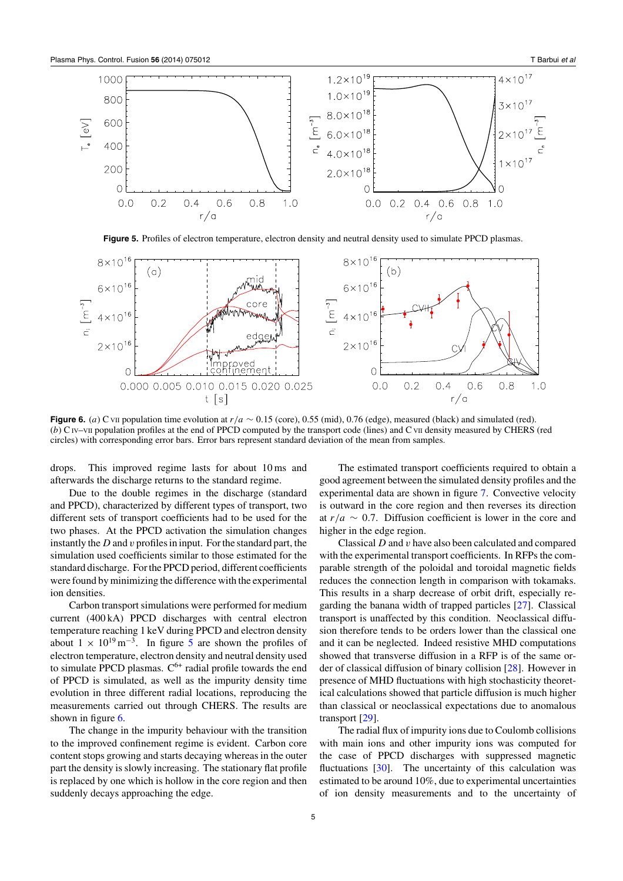**Figure 5.** Profiles of electron temperature, electron density and neutral density used to simulate PPCD plasmas.

**Figure 6.** (*a*) C VII population time evolution at $r/a \sim 0.15$ (core), 0.55 (mid), 0.76 (edge), measured (black) and simulated (red). (*b*) C IV–VII population profiles at the end of PPCD computed by the transport code (lines) and C VII density measured by CHERS (red circles) with corresponding error bars. Error bars represent standard deviation of the mean from samples.

drops. This improved regime lasts for about 10 ms and afterwards the discharge returns to the standard regime.

Due to the double regimes in the discharge (standard and PPCD), characterized by different types of transport, two different sets of transport coefficients had to be used for the two phases. At the PPCD activation the simulation changes instantly the $D$ and $v$ profiles in input. For the standard part, the simulation used coefficients similar to those estimated for the standard discharge. For the PPCD period, different coefficients were found by minimizing the difference with the experimental ion densities.

Carbon transport simulations were performed for medium current (400 kA) PPCD discharges with central electron temperature reaching 1 keV during PPCD and electron density about $1 \times 10^{19}\,\mathrm{m}^{-3}$. In figure 5 are shown the profiles of electron temperature, electron density and neutral density used to simulate PPCD plasmas. $C^{6+}$ radial profile towards the end of PPCD is simulated, as well as the impurity density time evolution in three different radial locations, reproducing the measurements carried out through CHERS. The results are shown in figure 6.

The change in the impurity behaviour with the transition to the improved confinement regime is evident. Carbon core content stops growing and starts decaying whereas in the outer part the density is slowly increasing. The stationary flat profile is replaced by one which is hollow in the core region and then suddenly decays approaching the edge.

The estimated transport coefficients required to obtain a good agreement between the simulated density profiles and the experimental data are shown in figure 7. Convective velocity is outward in the core region and then reverses its direction at $r/a \sim 0.7$. Diffusion coefficient is lower in the core and higher in the edge region.

Classical $D$ and $v$ have also been calculated and compared with the experimental transport coefficients. In RFPs the comparable strength of the poloidal and toroidal magnetic fields reduces the connection length in comparison with tokamaks. This results in a sharp decrease of orbit drift, especially regarding the banana width of trapped particles [27]. Classical transport is unaffected by this condition. Neoclassical diffusion therefore tends to be orders lower than the classical one and it can be neglected. Indeed resistive MHD computations showed that transverse diffusion in a RFP is of the same order of classical diffusion of binary collision [28]. However in presence of MHD fluctuations with high stochasticity theoretical calculations showed that particle diffusion is much higher than classical or neoclassical expectations due to anomalous transport [29].

The radial flux of impurity ions due to Coulomb collisions with main ions and other impurity ions was computed for the case of PPCD discharges with suppressed magnetic fluctuations [30]. The uncertainty of this calculation was estimated to be around 10%, due to experimental uncertainties of ion density measurements and to the uncertainty of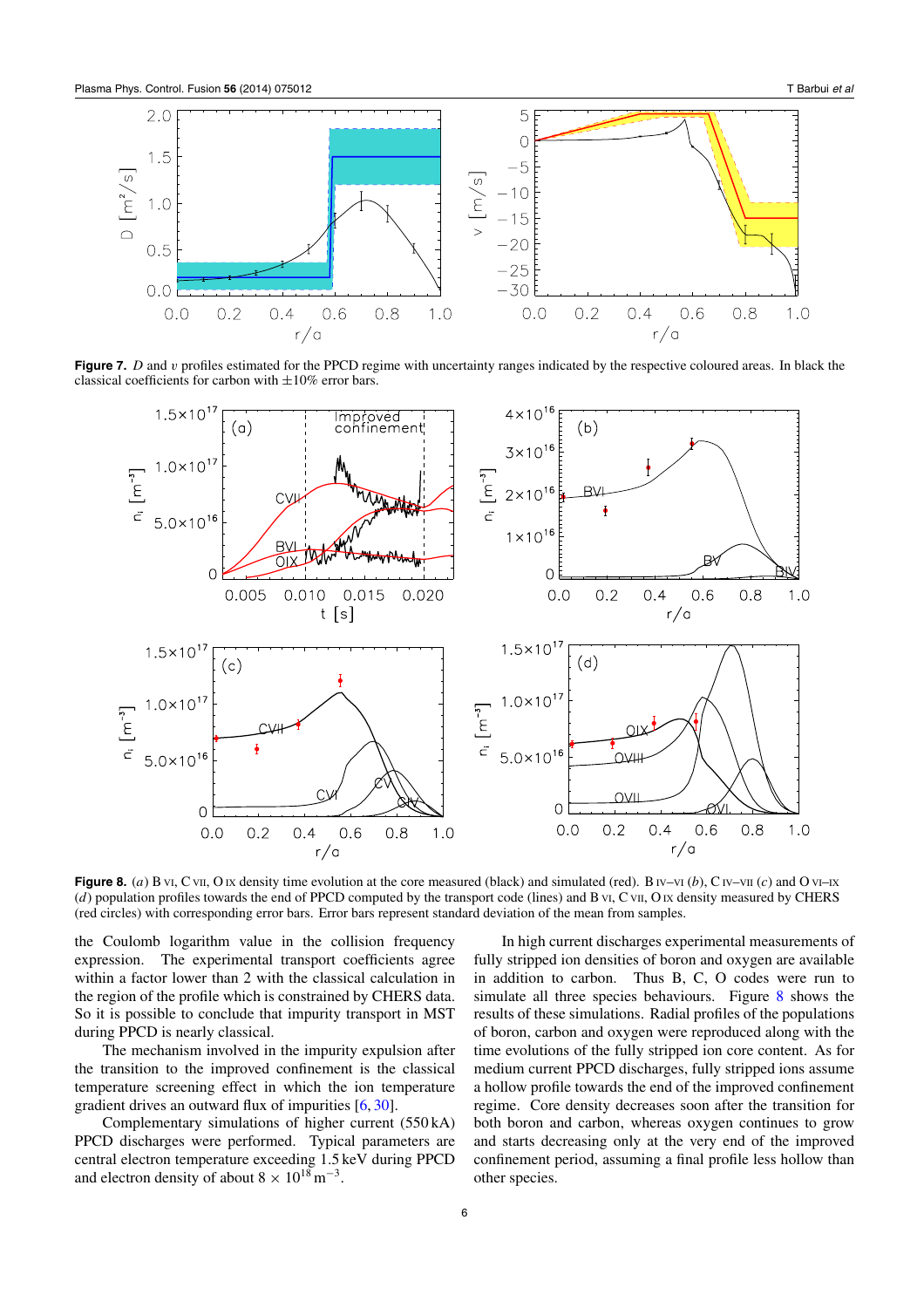**Figure 7.** $D$ and $v$ profiles estimated for the PPCD regime with uncertainty ranges indicated by the respective coloured areas. In black the classical coefficients for carbon with ±10% error bars.

**Figure 8.** ($a$) B VI, C VII, O IX density time evolution at the core measured (black) and simulated (red). B IV–VI ($b$), C IV–VII ($c$) and O VI–IX ($d$) population profiles towards the end of PPCD computed by the transport code (lines) and B VI, C VII, O IX density measured by CHERS (red circles) with corresponding error bars. Error bars represent standard deviation of the mean from samples.

the Coulomb logarithm value in the collision frequency expression. The experimental transport coefficients agree within a factor lower than 2 with the classical calculation in the region of the profile which is constrained by CHERS data. So it is possible to conclude that impurity transport in MST during PPCD is nearly classical.

The mechanism involved in the impurity expulsion after the transition to the improved confinement is the classical temperature screening effect in which the ion temperature gradient drives an outward flux of impurities [6, 30].

Complementary simulations of higher current (550 kA) PPCD discharges were performed. Typical parameters are central electron temperature exceeding 1.5 keV during PPCD and electron density of about $8 \times 10^{18}\,\mathrm{m}^{-3}$.

In high current discharges experimental measurements of fully stripped ion densities of boron and oxygen are available in addition to carbon. Thus B, C, O codes were run to simulate all three species behaviours. Figure 8 shows the results of these simulations. Radial profiles of the populations of boron, carbon and oxygen were reproduced along with the time evolutions of the fully stripped ion core content. As for medium current PPCD discharges, fully stripped ions assume a hollow profile towards the end of the improved confinement regime. Core density decreases soon after the transition for both boron and carbon, whereas oxygen continues to grow and starts decreasing only at the very end of the improved confinement period, assuming a final profile less hollow than other species.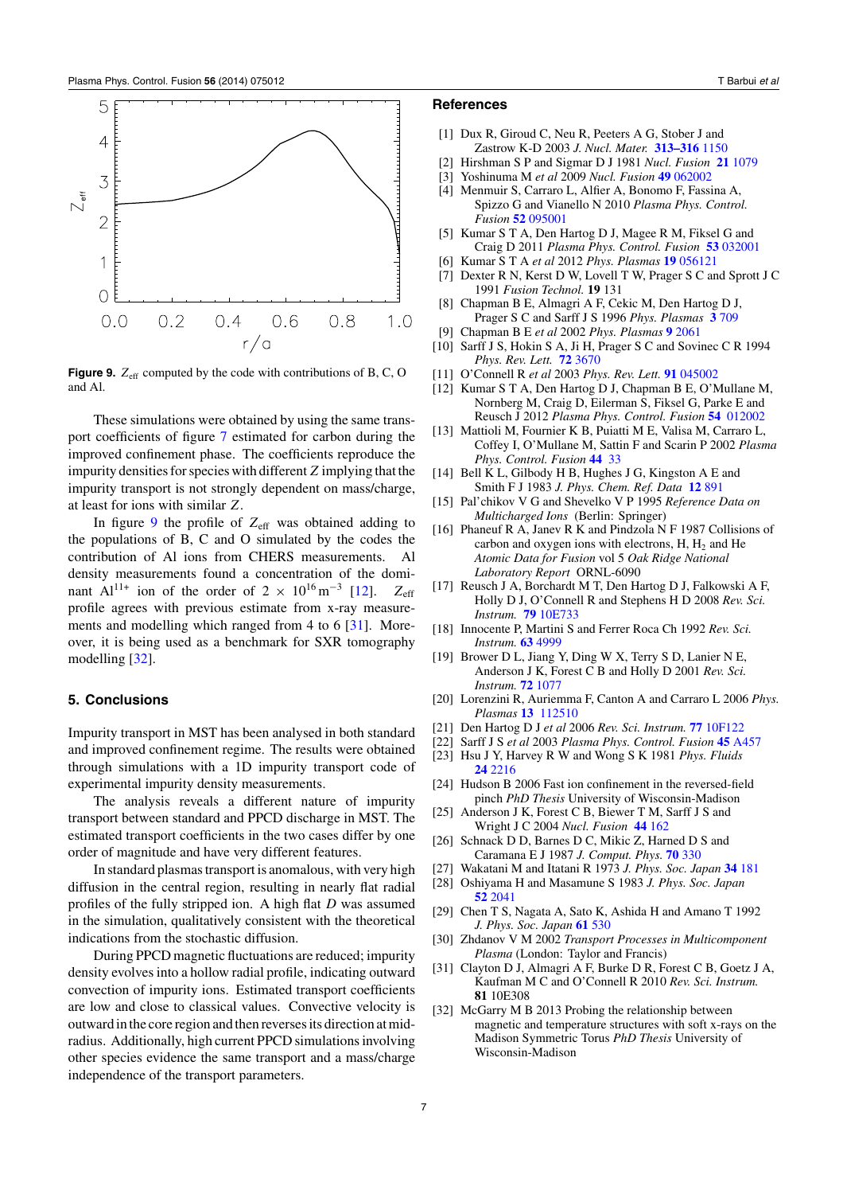$Z_{eff}$

5
4
3
2
1
0

0.0 0.2 0.4 0.6 0.8 1.0

r/a

**Figure 9.** $Z_{eff}$ computed by the code with contributions of B, C, O and Al.

These simulations were obtained by using the same transport coefficients of figure 7 estimated for carbon during the improved confinement phase. The coefficients reproduce the impurity densities for species with different $Z$ implying that the impurity transport is not strongly dependent on mass/charge, at least for ions with similar $Z$.

In figure 9 the profile of $Z_{eff}$ was obtained adding to the populations of B, C and O simulated by the codes the contribution of Al ions from CHERS measurements. Al density measurements found a concentration of the dominant $Al^{11+}$ ion of the order of $2 \times 10^{16}\,m^{-3}$ [12]. $Z_{eff}$ profile agrees with previous estimate from x-ray measurements and modelling which ranged from 4 to 6 [31]. Moreover, it is being used as a benchmark for SXR tomography modelling [32].

## 5. Conclusions

Impurity transport in MST has been analysed in both standard and improved confinement regime. The results were obtained through simulations with a 1D impurity transport code of experimental impurity density measurements.

The analysis reveals a different nature of impurity transport between standard and PPCD discharge in MST. The estimated transport coefficients in the two cases differ by one order of magnitude and have very different features.

In standard plasmas transport is anomalous, with very high diffusion in the central region, resulting in nearly flat radial profiles of the fully stripped ion. A high flat $D$ was assumed in the simulation, qualitatively consistent with the theoretical indications from the stochastic diffusion.

During PPCD magnetic fluctuations are reduced; impurity density evolves into a hollow radial profile, indicating outward convection of impurity ions. Estimated transport coefficients are low and close to classical values. Convective velocity is outward in the core region and then reverses its direction at mid-radius. Additionally, high current PPCD simulations involving other species evidence the same transport and a mass/charge independence of the transport parameters.

## References

[1] Dux R, Giroud C, Neu R, Peeters A G, Stober J and Zastrow K-D 2003 *J. Nucl. Mater.* **313–316** 1150

[2] Hirshman S P and Sigmar D J 1981 *Nucl. Fusion* **21** 1079

[3] Yoshinuma M *et al* 2009 *Nucl. Fusion* **49** 062002

[4] Menmuir S, Carraro L, Alfier A, Bonomo F, Fassina A, Spizzo G and Vianello N 2010 *Plasma Phys. Control. Fusion* **52** 095001

[5] Kumar S T A, Den Hartog D J, Magee R M, Fiksel G and Craig D 2011 *Plasma Phys. Control. Fusion* **53** 032001

[6] Kumar S T A *et al* 2012 *Phys. Plasmas* **19** 056121

[7] Dexter R N, Kerst D W, Lovell T W, Prager S C and Sprott J C 1991 *Fusion Technol.* **19** 131

[8] Chapman B E, Almagri A F, Cekic M, Den Hartog D J, Prager S C and Sarff J S 1996 *Phys. Plasmas* **3** 709

[9] Chapman B E *et al* 2002 *Phys. Plasmas* **9** 2061

[10] Sarff J S, Hokin S A, Ji H, Prager S C and Sovinec C R 1994 *Phys. Rev. Lett.* **72** 3670

[11] O'Connell R *et al* 2003 *Phys. Rev. Lett.* **91** 045002

[12] Kumar S T A, Den Hartog D J, Chapman B E, O'Mullane M, Nornberg M, Craig D, Eilerman S, Fiksel G, Parke E and Reusch J 2012 *Plasma Phys. Control. Fusion* **54** 012002

[13] Mattioli M, Fournier K B, Puiatti M E, Valisa M, Carraro L, Coffey I, O'Mullane M, Sattin F and Scarin P 2002 *Plasma Phys. Control. Fusion* **44** 33

[14] Bell K L, Gilbody H B, Hughes J G, Kingston A E and Smith F J 1983 *J. Phys. Chem. Ref. Data* **12** 891

[15] Pal'chikov V G and Shevelko V P 1995 *Reference Data on Multicharged Ions* (Berlin: Springer)

[16] Phaneuf R A, Janev R K and Pindzola N F 1987 Collisions of carbon and oxygen ions with electrons, H, $H_2$ and He *Atomic Data for Fusion* vol 5 *Oak Ridge National Laboratory Report* ORNL-6090

[17] Reusch J A, Borchardt M T, Den Hartog D J, Falkowski A F, Holly D J, O'Connell R and Stephens H D 2008 *Rev. Sci. Instrum.* **79** 10E733

[18] Innocente P, Martini S and Ferrer Roca Ch 1992 *Rev. Sci. Instrum.* **63** 4999

[19] Brower D L, Jiang Y, Ding W X, Terry S D, Lanier N E, Anderson J K, Forest C B and Holly D 2001 *Rev. Sci. Instrum.* **72** 1077

[20] Lorenzini R, Auriemma F, Canton A and Carraro L 2006 *Phys. Plasmas* **13** 112510

[21] Den Hartog D J *et al* 2006 *Rev. Sci. Instrum.* **77** 10F122

[22] Sarff J S *et al* 2003 *Plasma Phys. Control. Fusion* **45** A457

[23] Hsu J Y, Harvey R W and Wong S K 1981 *Phys. Fluids* **24** 2216

[24] Hudson B 2006 Fast ion confinement in the reversed-field pinch *PhD Thesis* University of Wisconsin-Madison

[25] Anderson J K, Forest C B, Biewer T M, Sarff J S and Wright J C 2004 *Nucl. Fusion* **44** 162

[26] Schnack D D, Barnes D C, Mikic Z, Harned D S and Caramana E J 1987 *J. Comput. Phys.* **70** 330

[27] Wakatani M and Itatani R 1973 *J. Phys. Soc. Japan* **34** 181

[28] Oshiyama H and Masamune S 1983 *J. Phys. Soc. Japan* **52** 2041

[29] Chen T S, Nagata A, Sato K, Ashida H and Amano T 1992 *J. Phys. Soc. Japan* **61** 530

[30] Zhdanov V M 2002 *Transport Processes in Multicomponent Plasma* (London: Taylor and Francis)

[31] Clayton D J, Almagri A F, Burke D R, Forest C B, Goetz J A, Kaufman M C and O'Connell R 2010 *Rev. Sci. Instrum.* **81** 10E308

[32] McGarry M B 2013 Probing the relationship between magnetic and temperature structures with soft x-rays on the Madison Symmetric Torus *PhD Thesis* University of Wisconsin-Madison